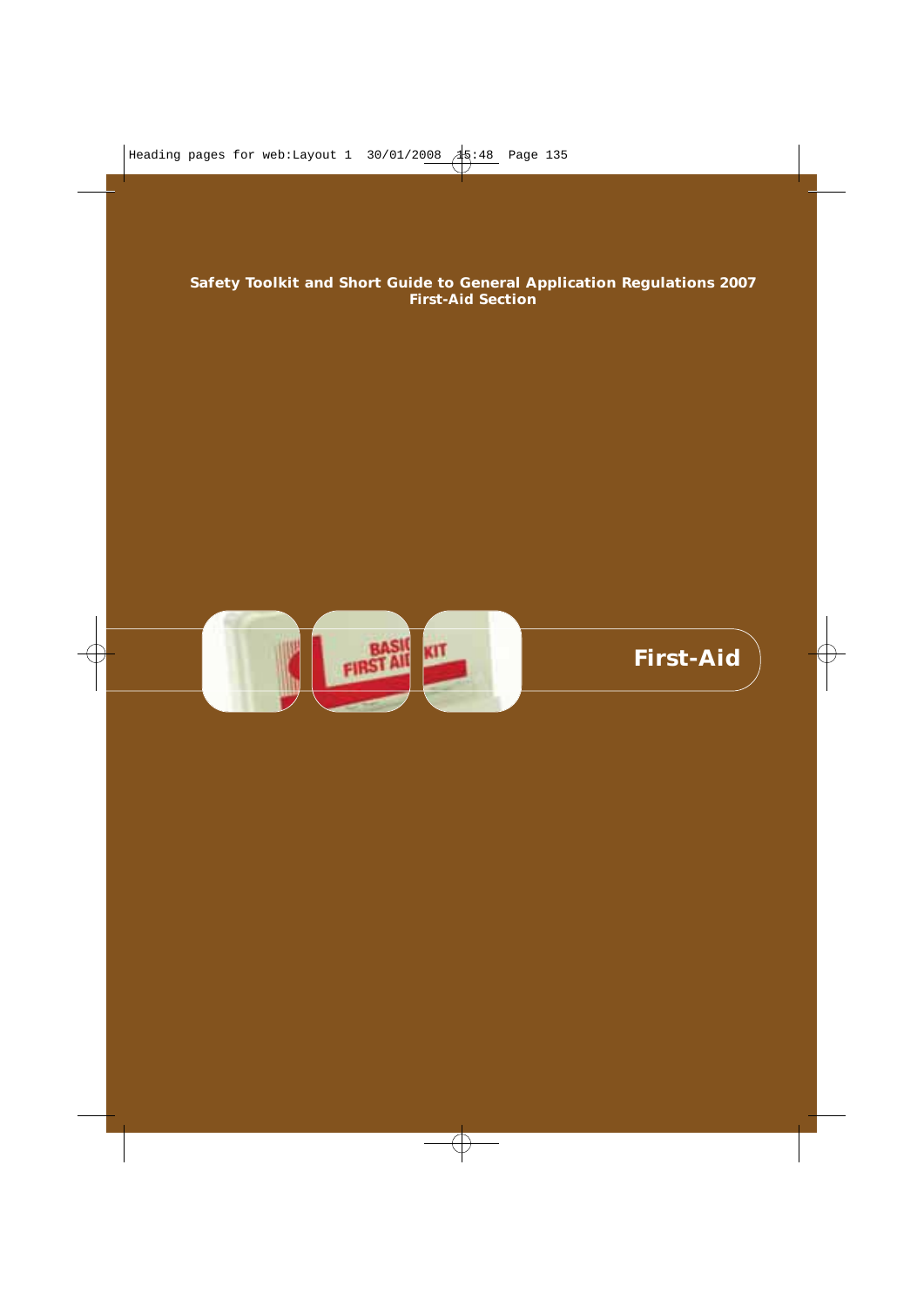**Safety Toolkit and Short Guide to General Application Regulations 2007**
**First-Aid Section**

# First-Aid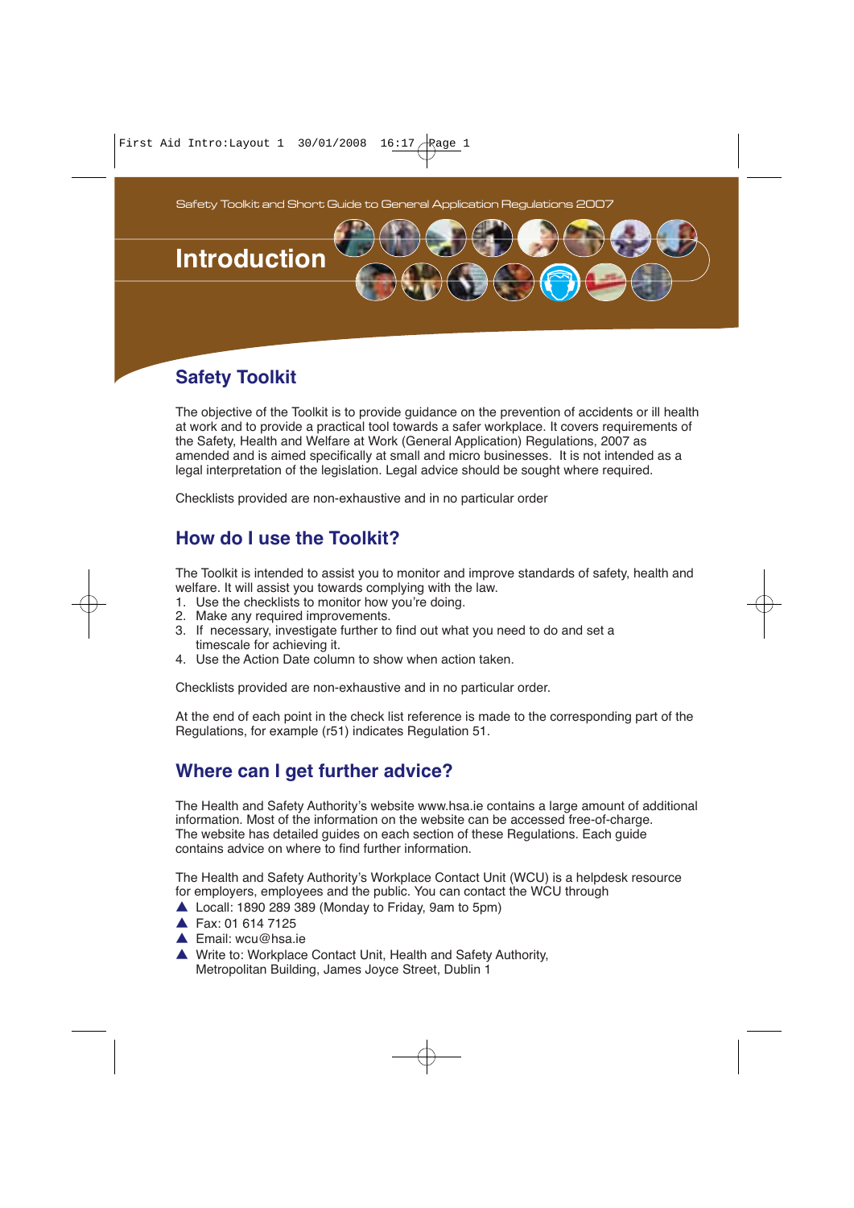Safety Toolkit and Short Guide to General Application Regulations 2007

# Introduction

## Safety Toolkit

The objective of the Toolkit is to provide guidance on the prevention of accidents or ill health at work and to provide a practical tool towards a safer workplace. It covers requirements of the Safety, Health and Welfare at Work (General Application) Regulations, 2007 as amended and is aimed specifically at small and micro businesses. It is not intended as a legal interpretation of the legislation. Legal advice should be sought where required.

Checklists provided are non-exhaustive and in no particular order

## How do I use the Toolkit?

The Toolkit is intended to assist you to monitor and improve standards of safety, health and welfare. It will assist you towards complying with the law.

1. Use the checklists to monitor how you're doing.
2. Make any required improvements.
3. If necessary, investigate further to find out what you need to do and set a timescale for achieving it.
4. Use the Action Date column to show when action taken.

Checklists provided are non-exhaustive and in no particular order.

At the end of each point in the check list reference is made to the corresponding part of the Regulations, for example (r51) indicates Regulation 51.

## Where can I get further advice?

The Health and Safety Authority's website www.hsa.ie contains a large amount of additional information. Most of the information on the website can be accessed free-of-charge. The website has detailed guides on each section of these Regulations. Each guide contains advice on where to find further information.

The Health and Safety Authority's Workplace Contact Unit (WCU) is a helpdesk resource for employers, employees and the public. You can contact the WCU through

- Locall: 1890 289 389 (Monday to Friday, 9am to 5pm)
- Fax: 01 614 7125
- Email: wcu@hsa.ie
- Write to: Workplace Contact Unit, Health and Safety Authority, Metropolitan Building, James Joyce Street, Dublin 1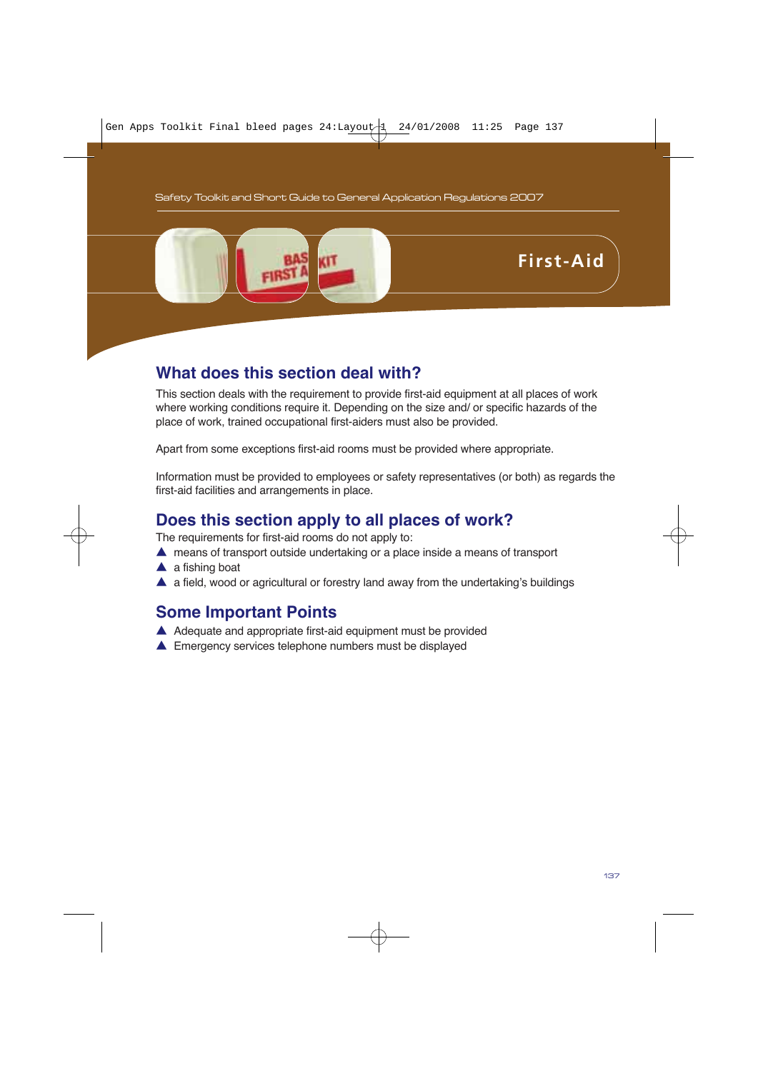# First-Aid

## What does this section deal with?

This section deals with the requirement to provide first-aid equipment at all places of work where working conditions require it. Depending on the size and/ or specific hazards of the place of work, trained occupational first-aiders must also be provided.

Apart from some exceptions first-aid rooms must be provided where appropriate.

Information must be provided to employees or safety representatives (or both) as regards the first-aid facilities and arrangements in place.

## Does this section apply to all places of work?

The requirements for first-aid rooms do not apply to:

- means of transport outside undertaking or a place inside a means of transport
- a fishing boat
- a field, wood or agricultural or forestry land away from the undertaking's buildings

## Some Important Points

- Adequate and appropriate first-aid equipment must be provided
- Emergency services telephone numbers must be displayed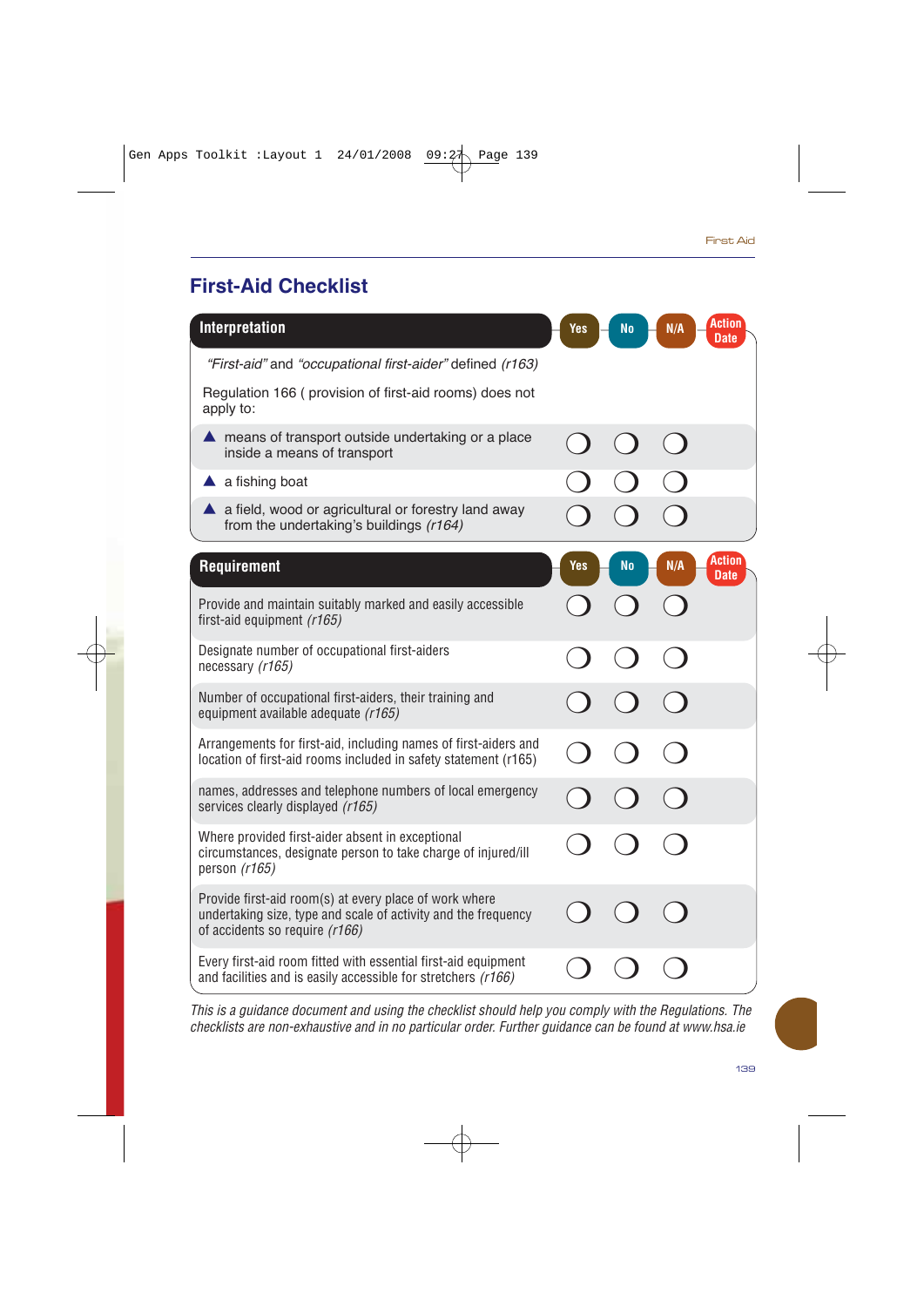## First-Aid Checklist

| Interpretation | Yes | No | N/A | Action Date |
|---|---|---|---|---|
| *"First-aid"* and *"occupational first-aider"* defined *(r163)* | | | | |
| Regulation 166 ( provision of first-aid rooms) does not apply to: | | | | |
| ▲ means of transport outside undertaking or a place inside a means of transport | ❍ | ❍ | ❍ | |
| ▲ a fishing boat | ❍ | ❍ | ❍ | |
| ▲ a field, wood or agricultural or forestry land away from the undertaking's buildings *(r164)* | ❍ | ❍ | ❍ | |

| Requirement | Yes | No | N/A | Action Date |
|---|---|---|---|---|
| Provide and maintain suitably marked and easily accessible first-aid equipment *(r165)* | ❍ | ❍ | ❍ | |
| Designate number of occupational first-aiders necessary *(r165)* | ❍ | ❍ | ❍ | |
| Number of occupational first-aiders, their training and equipment available adequate *(r165)* | ❍ | ❍ | ❍ | |
| Arrangements for first-aid, including names of first-aiders and location of first-aid rooms included in safety statement (r165) | ❍ | ❍ | ❍ | |
| names, addresses and telephone numbers of local emergency services clearly displayed *(r165)* | ❍ | ❍ | ❍ | |
| Where provided first-aider absent in exceptional circumstances, designate person to take charge of injured/ill person *(r165)* | ❍ | ❍ | ❍ | |
| Provide first-aid room(s) at every place of work where undertaking size, type and scale of activity and the frequency of accidents so require *(r166)* | ❍ | ❍ | ❍ | |
| Every first-aid room fitted with essential first-aid equipment and facilities and is easily accessible for stretchers *(r166)* | ❍ | ❍ | ❍ | |

*This is a guidance document and using the checklist should help you comply with the Regulations. The checklists are non-exhaustive and in no particular order. Further guidance can be found at www.hsa.ie*